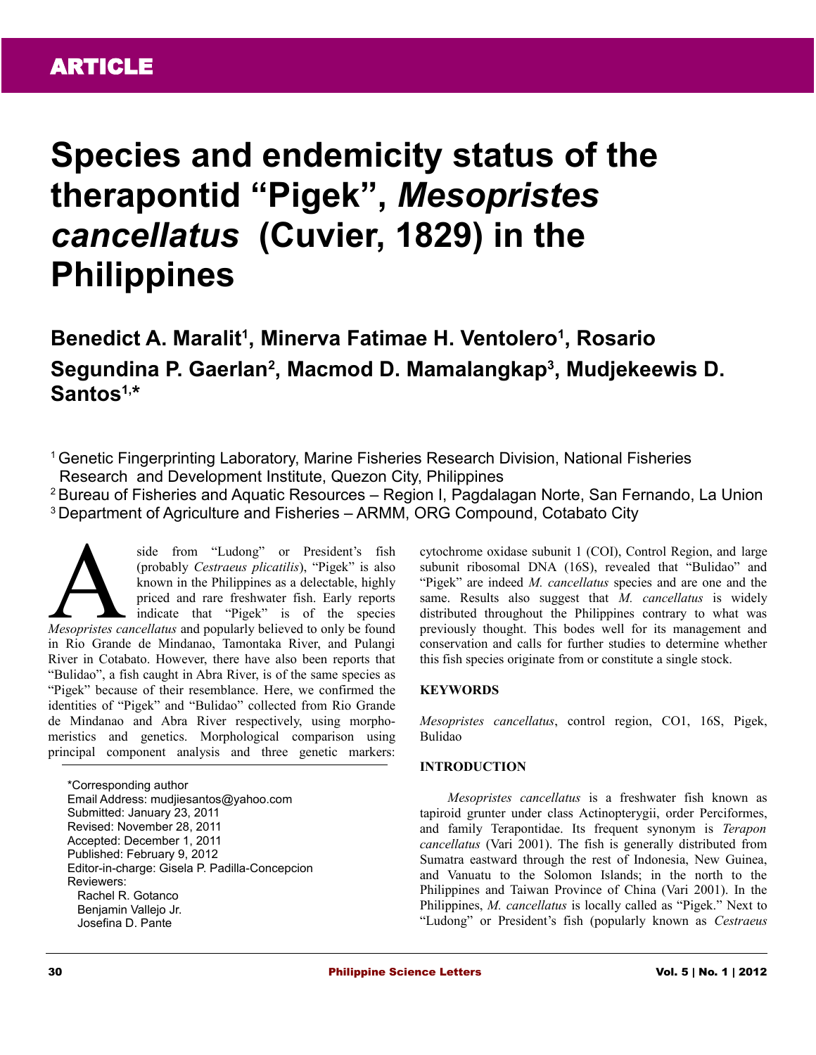ARTICLE

# Species and endemicity status of the therapontid "Pigek", *Mesopristes cancellatus* (Cuvier, 1829) in the Philippines

**Benedict A. Maralit[1], Minerva Fatimae H. Ventolero[1], Rosario Segundina P. Gaerlan[2], Macmod D. Mamalangkap[3], Mudjekeewis D. Santos[1,*]**

[1] Genetic Fingerprinting Laboratory, Marine Fisheries Research Division, National Fisheries Research and Development Institute, Quezon City, Philippines
[2] Bureau of Fisheries and Aquatic Resources – Region I, Pagdalagan Norte, San Fernando, La Union
[3] Department of Agriculture and Fisheries – ARMM, ORG Compound, Cotabato City

Aside from "Ludong" or President's fish (probably *Cestraeus plicatilis*), "Pigek" is also known in the Philippines as a delectable, highly priced and rare freshwater fish. Early reports indicate that "Pigek" is of the species *Mesopristes cancellatus* and popularly believed to only be found in Rio Grande de Mindanao, Tamontaka River, and Pulangi River in Cotabato. However, there have also been reports that "Bulidao", a fish caught in Abra River, is of the same species as "Pigek" because of their resemblance. Here, we confirmed the identities of "Pigek" and "Bulidao" collected from Rio Grande de Mindanao and Abra River respectively, using morphomeristics and genetics. Morphological comparison using principal component analysis and three genetic markers: cytochrome oxidase subunit 1 (COI), Control Region, and large subunit ribosomal DNA (16S), revealed that "Bulidao" and "Pigek" are indeed *M. cancellatus* species and are one and the same. Results also suggest that *M. cancellatus* is widely distributed throughout the Philippines contrary to what was previously thought. This bodes well for its management and conservation and calls for further studies to determine whether this fish species originate from or constitute a single stock.

*Corresponding author
Email Address: mudjiesantos@yahoo.com
Submitted: January 23, 2011
Revised: November 28, 2011
Accepted: December 1, 2011
Published: February 9, 2012
Editor-in-charge: Gisela P. Padilla-Concepcion
Reviewers:
Rachel R. Gotanco
Benjamin Vallejo Jr.
Josefina D. Pante

## KEYWORDS

*Mesopristes cancellatus*, control region, CO1, 16S, Pigek, Bulidao

## INTRODUCTION

*Mesopristes cancellatus* is a freshwater fish known as tapiroid grunter under class Actinopterygii, order Perciformes, and family Terapontidae. Its frequent synonym is *Terapon cancellatus* (Vari 2001). The fish is generally distributed from Sumatra eastward through the rest of Indonesia, New Guinea, and Vanuatu to the Solomon Islands; in the north to the Philippines and Taiwan Province of China (Vari 2001). In the Philippines, *M. cancellatus* is locally called as "Pigek." Next to "Ludong" or President's fish (popularly known as *Cestraeus*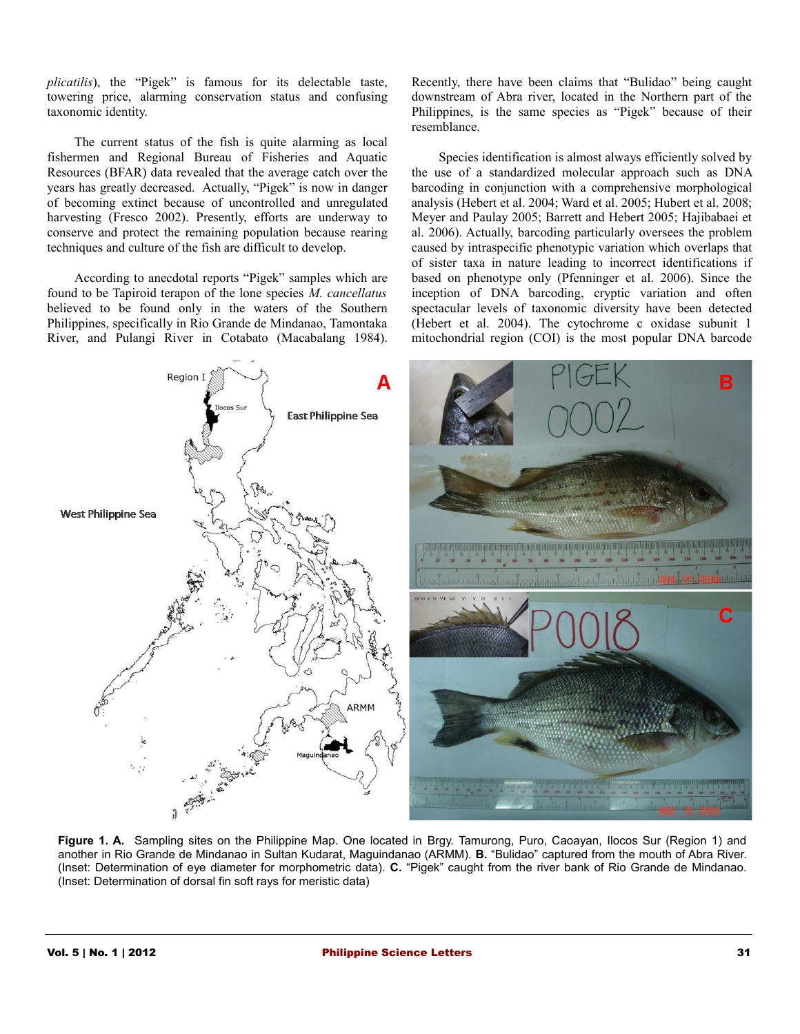*plicatilis*), the "Pigek" is famous for its delectable taste, towering price, alarming conservation status and confusing taxonomic identity.

The current status of the fish is quite alarming as local fishermen and Regional Bureau of Fisheries and Aquatic Resources (BFAR) data revealed that the average catch over the years has greatly decreased. Actually, "Pigek" is now in danger of becoming extinct because of uncontrolled and unregulated harvesting (Fresco 2002). Presently, efforts are underway to conserve and protect the remaining population because rearing techniques and culture of the fish are difficult to develop.

According to anecdotal reports "Pigek" samples which are found to be Tapiroid terapon of the lone species *M. cancellatus* believed to be found only in the waters of the Southern Philippines, specifically in Rio Grande de Mindanao, Tamontaka River, and Pulangi River in Cotabato (Macabalang 1984). Recently, there have been claims that "Bulidao" being caught downstream of Abra river, located in the Northern part of the Philippines, is the same species as "Pigek" because of their resemblance.

Species identification is almost always efficiently solved by the use of a standardized molecular approach such as DNA barcoding in conjunction with a comprehensive morphological analysis (Hebert et al. 2004; Ward et al. 2005; Hubert et al. 2008; Meyer and Paulay 2005; Barrett and Hebert 2005; Hajibabaei et al. 2006). Actually, barcoding particularly oversees the problem caused by intraspecific phenotypic variation which overlaps that of sister taxa in nature leading to incorrect identifications if based on phenotype only (Pfenninger et al. 2006). Since the inception of DNA barcoding, cryptic variation and often spectacular levels of taxonomic diversity have been detected (Hebert et al. 2004). The cytochrome c oxidase subunit 1 mitochondrial region (COI) is the most popular DNA barcode

**Figure 1. A.** Sampling sites on the Philippine Map. One located in Brgy. Tamurong, Puro, Caoayan, Ilocos Sur (Region 1) and another in Rio Grande de Mindanao in Sultan Kudarat, Maguindanao (ARMM). **B.** "Bulidao" captured from the mouth of Abra River. (Inset: Determination of eye diameter for morphometric data). **C.** "Pigek" caught from the river bank of Rio Grande de Mindanao. (Inset: Determination of dorsal fin soft rays for meristic data)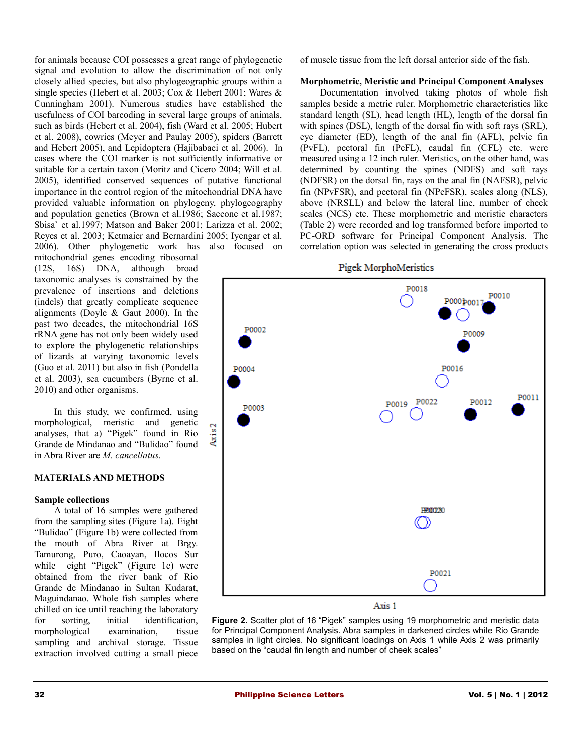for animals because COI possesses a great range of phylogenetic signal and evolution to allow the discrimination of not only closely allied species, but also phylogeographic groups within a single species (Hebert et al. 2003; Cox & Hebert 2001; Wares & Cunningham 2001). Numerous studies have established the usefulness of COI barcoding in several large groups of animals, such as birds (Hebert et al. 2004), fish (Ward et al. 2005; Hubert et al. 2008), cowries (Meyer and Paulay 2005), spiders (Barrett and Hebert 2005), and Lepidoptera (Hajibabaei et al. 2006). In cases where the COI marker is not sufficiently informative or suitable for a certain taxon (Moritz and Cicero 2004; Will et al. 2005), identified conserved sequences of putative functional importance in the control region of the mitochondrial DNA have provided valuable information on phylogeny, phylogeography and population genetics (Brown et al.1986; Saccone et al.1987; Sbisa` et al.1997; Matson and Baker 2001; Larizza et al. 2002; Reyes et al. 2003; Ketmaier and Bernardini 2005; Iyengar et al. 2006). Other phylogenetic work has also focused on mitochondrial genes encoding ribosomal (12S, 16S) DNA, although broad taxonomic analyses is constrained by the prevalence of insertions and deletions (indels) that greatly complicate sequence alignments (Doyle & Gaut 2000). In the past two decades, the mitochondrial 16S rRNA gene has not only been widely used to explore the phylogenetic relationships of lizards at varying taxonomic levels (Guo et al. 2011) but also in fish (Pondella et al. 2003), sea cucumbers (Byrne et al. 2010) and other organisms.

In this study, we confirmed, using morphological, meristic and genetic analyses, that a) "Pigek" found in Rio Grande de Mindanao and "Bulidao" found in Abra River are *M. cancellatus*.

## MATERIALS AND METHODS

### Sample collections

A total of 16 samples were gathered from the sampling sites (Figure 1a). Eight "Bulidao" (Figure 1b) were collected from the mouth of Abra River at Brgy. Tamurong, Puro, Caoayan, Ilocos Sur while eight "Pigek" (Figure 1c) were obtained from the river bank of Rio Grande de Mindanao in Sultan Kudarat, Maguindanao. Whole fish samples where chilled on ice until reaching the laboratory for sorting, initial identification, morphological examination, tissue sampling and archival storage. Tissue extraction involved cutting a small piece of muscle tissue from the left dorsal anterior side of the fish.

### Morphometric, Meristic and Principal Component Analyses

Documentation involved taking photos of whole fish samples beside a metric ruler. Morphometric characteristics like standard length (SL), head length (HL), length of the dorsal fin with spines (DSL), length of the dorsal fin with soft rays (SRL), eye diameter (ED), length of the anal fin (AFL), pelvic fin (PvFL), pectoral fin (PcFL), caudal fin (CFL) etc. were measured using a 12 inch ruler. Meristics, on the other hand, was determined by counting the spines (NDFS) and soft rays (NDFSR) on the dorsal fin, rays on the anal fin (NAFSR), pelvic fin (NPvFSR), and pectoral fin (NPcFSR), scales along (NLS), above (NRSLL) and below the lateral line, number of cheek scales (NCS) etc. These morphometric and meristic characters (Table 2) were recorded and log transformed before imported to PC-ORD software for Principal Component Analysis. The correlation option was selected in generating the cross products

**Figure 2.** Scatter plot of 16 "Pigek" samples using 19 morphometric and meristic data for Principal Component Analysis. Abra samples in darkened circles while Rio Grande samples in light circles. No significant loadings on Axis 1 while Axis 2 was primarily based on the "caudal fin length and number of cheek scales"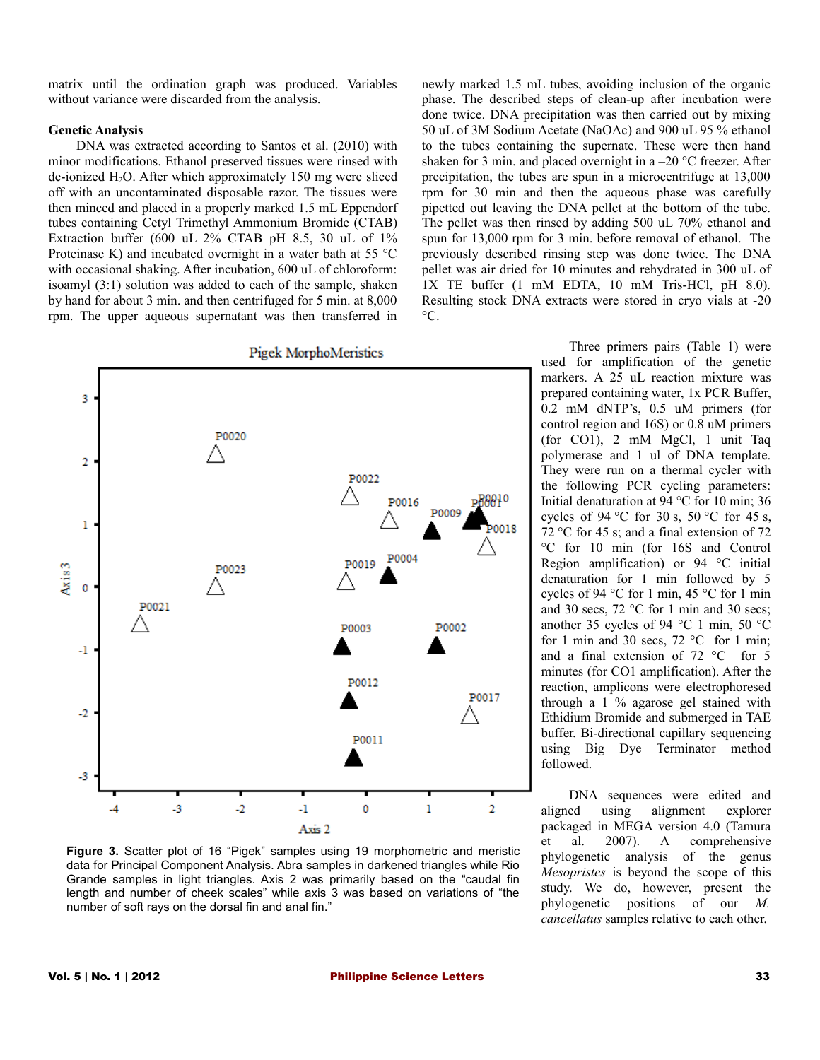matrix until the ordination graph was produced. Variables without variance were discarded from the analysis.

### Genetic Analysis

DNA was extracted according to Santos et al. (2010) with minor modifications. Ethanol preserved tissues were rinsed with de-ionized $H_2O$. After which approximately 150 mg were sliced off with an uncontaminated disposable razor. The tissues were then minced and placed in a properly marked 1.5 mL Eppendorf tubes containing Cetyl Trimethyl Ammonium Bromide (CTAB) Extraction buffer (600 uL 2% CTAB pH 8.5, 30 uL of 1% Proteinase K) and incubated overnight in a water bath at 55 °C with occasional shaking. After incubation, 600 uL of chloroform: isoamyl (3:1) solution was added to each of the sample, shaken by hand for about 3 min. and then centrifuged for 5 min. at 8,000 rpm. The upper aqueous supernatant was then transferred in newly marked 1.5 mL tubes, avoiding inclusion of the organic phase. The described steps of clean-up after incubation were done twice. DNA precipitation was then carried out by mixing 50 uL of 3M Sodium Acetate (NaOAc) and 900 uL 95 % ethanol to the tubes containing the supernate. These were then hand shaken for 3 min. and placed overnight in a –20 °C freezer. After precipitation, the tubes are spun in a microcentrifuge at 13,000 rpm for 30 min and then the aqueous phase was carefully pipetted out leaving the DNA pellet at the bottom of the tube. The pellet was then rinsed by adding 500 uL 70% ethanol and spun for 13,000 rpm for 3 min. before removal of ethanol. The previously described rinsing step was done twice. The DNA pellet was air dried for 10 minutes and rehydrated in 300 uL of 1X TE buffer (1 mM EDTA, 10 mM Tris-HCl, pH 8.0). Resulting stock DNA extracts were stored in cryo vials at -20 °C.

Figure 3. Scatter plot of 16 "Pigek" samples using 19 morphometric and meristic data for Principal Component Analysis. Abra samples in darkened triangles while Rio Grande samples in light triangles. Axis 2 was primarily based on the "caudal fin length and number of cheek scales" while axis 3 was based on variations of "the number of soft rays on the dorsal fin and anal fin."

Three primers pairs (Table 1) were used for amplification of the genetic markers. A 25 uL reaction mixture was prepared containing water, 1x PCR Buffer, 0.2 mM dNTP's, 0.5 uM primers (for control region and 16S) or 0.8 uM primers (for CO1), 2 mM MgCl, 1 unit Taq polymerase and 1 ul of DNA template. They were run on a thermal cycler with the following PCR cycling parameters: Initial denaturation at 94 °C for 10 min; 36 cycles of 94 °C for 30 s, 50 °C for 45 s, 72 °C for 45 s; and a final extension of 72 °C for 10 min (for 16S and Control Region amplification) or 94 °C initial denaturation for 1 min followed by 5 cycles of 94 °C for 1 min, 45 °C for 1 min and 30 secs, 72 °C for 1 min and 30 secs; another 35 cycles of 94 °C 1 min, 50 °C for 1 min and 30 secs, 72 °C for 1 min; and a final extension of 72 °C for 5 minutes (for CO1 amplification). After the reaction, amplicons were electrophoresed through a 1 % agarose gel stained with Ethidium Bromide and submerged in TAE buffer. Bi-directional capillary sequencing using Big Dye Terminator method followed.

DNA sequences were edited and aligned using alignment explorer packaged in MEGA version 4.0 (Tamura et al. 2007). A comprehensive phylogenetic analysis of the genus *Mesopristes* is beyond the scope of this study. We do, however, present the phylogenetic positions of our *M. cancellatus* samples relative to each other.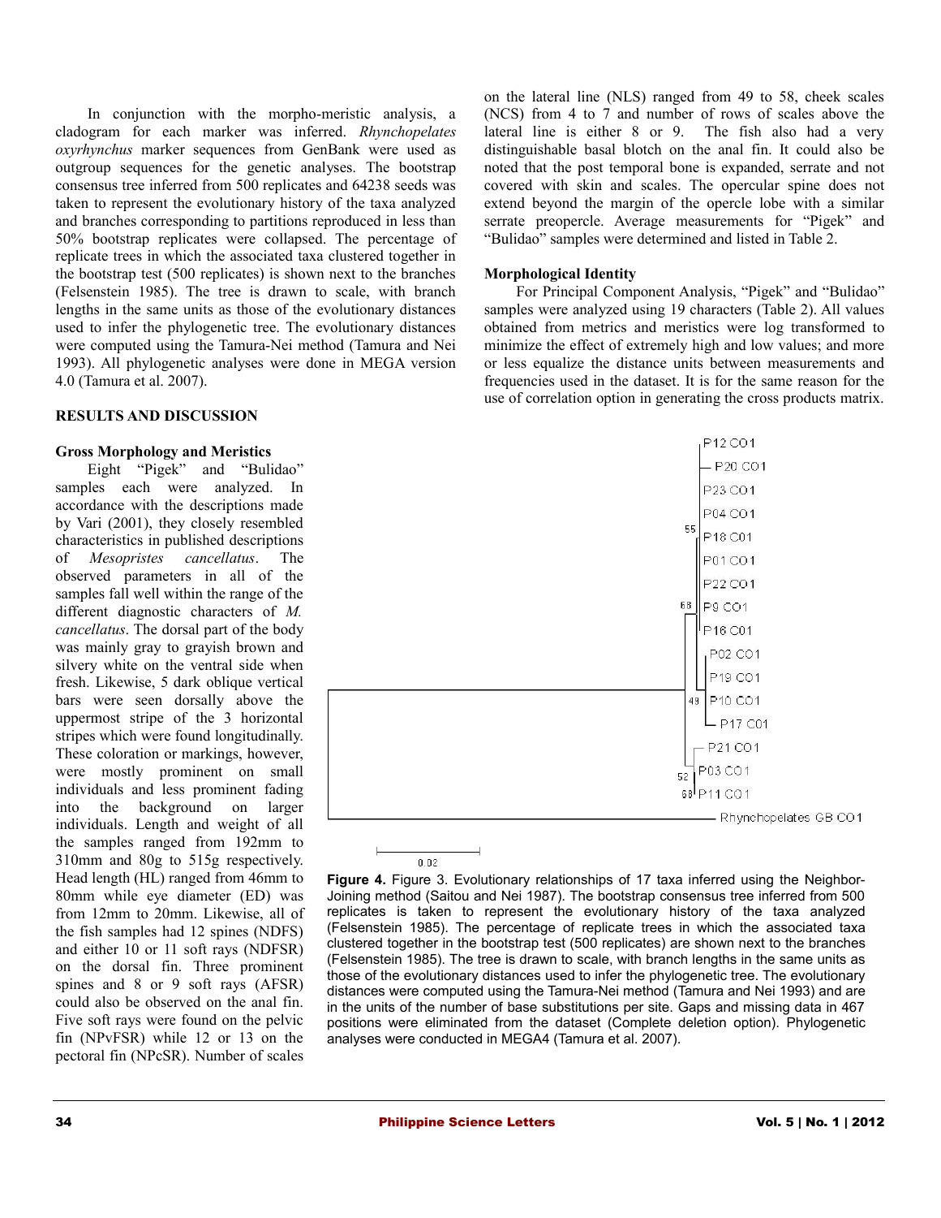In conjunction with the morpho-meristic analysis, a cladogram for each marker was inferred. *Rhynchopelates oxyrhynchus* marker sequences from GenBank were used as outgroup sequences for the genetic analyses. The bootstrap consensus tree inferred from 500 replicates and 64238 seeds was taken to represent the evolutionary history of the taxa analyzed and branches corresponding to partitions reproduced in less than 50% bootstrap replicates were collapsed. The percentage of replicate trees in which the associated taxa clustered together in the bootstrap test (500 replicates) is shown next to the branches (Felsenstein 1985). The tree is drawn to scale, with branch lengths in the same units as those of the evolutionary distances used to infer the phylogenetic tree. The evolutionary distances were computed using the Tamura-Nei method (Tamura and Nei 1993). All phylogenetic analyses were done in MEGA version 4.0 (Tamura et al. 2007).

## RESULTS AND DISCUSSION

### Gross Morphology and Meristics

Eight "Pigek" and "Bulidao" samples each were analyzed. In accordance with the descriptions made by Vari (2001), they closely resembled characteristics in published descriptions of *Mesopristes cancellatus*. The observed parameters in all of the samples fall well within the range of the different diagnostic characters of *M. cancellatus*. The dorsal part of the body was mainly gray to grayish brown and silvery white on the ventral side when fresh. Likewise, 5 dark oblique vertical bars were seen dorsally above the uppermost stripe of the 3 horizontal stripes which were found longitudinally. These coloration or markings, however, were mostly prominent on small individuals and less prominent fading into the background on larger individuals. Length and weight of all the samples ranged from 192mm to 310mm and 80g to 515g respectively. Head length (HL) ranged from 46mm to 80mm while eye diameter (ED) was from 12mm to 20mm. Likewise, all of the fish samples had 12 spines (NDFS) and either 10 or 11 soft rays (NDFSR) on the dorsal fin. Three prominent spines and 8 or 9 soft rays (AFSR) could also be observed on the anal fin. Five soft rays were found on the pelvic fin (NPvFSR) while 12 or 13 on the pectoral fin (NPcSR). Number of scales on the lateral line (NLS) ranged from 49 to 58, cheek scales (NCS) from 4 to 7 and number of rows of scales above the lateral line is either 8 or 9. The fish also had a very distinguishable basal blotch on the anal fin. It could also be noted that the post temporal bone is expanded, serrate and not covered with skin and scales. The opercular spine does not extend beyond the margin of the opercle lobe with a similar serrate preopercle. Average measurements for "Pigek" and "Bulidao" samples were determined and listed in Table 2.

### Morphological Identity

For Principal Component Analysis, "Pigek" and "Bulidao" samples were analyzed using 19 characters (Table 2). All values obtained from metrics and meristics were log transformed to minimize the effect of extremely high and low values; and more or less equalize the distance units between measurements and frequencies used in the dataset. It is for the same reason for the use of correlation option in generating the cross products matrix.

**Figure 4.** Figure 3. Evolutionary relationships of 17 taxa inferred using the Neighbor-Joining method (Saitou and Nei 1987). The bootstrap consensus tree inferred from 500 replicates is taken to represent the evolutionary history of the taxa analyzed (Felsenstein 1985). The percentage of replicate trees in which the associated taxa clustered together in the bootstrap test (500 replicates) are shown next to the branches (Felsenstein 1985). The tree is drawn to scale, with branch lengths in the same units as those of the evolutionary distances used to infer the phylogenetic tree. The evolutionary distances were computed using the Tamura-Nei method (Tamura and Nei 1993) and are in the units of the number of base substitutions per site. Gaps and missing data in 467 positions were eliminated from the dataset (Complete deletion option). Phylogenetic analyses were conducted in MEGA4 (Tamura et al. 2007).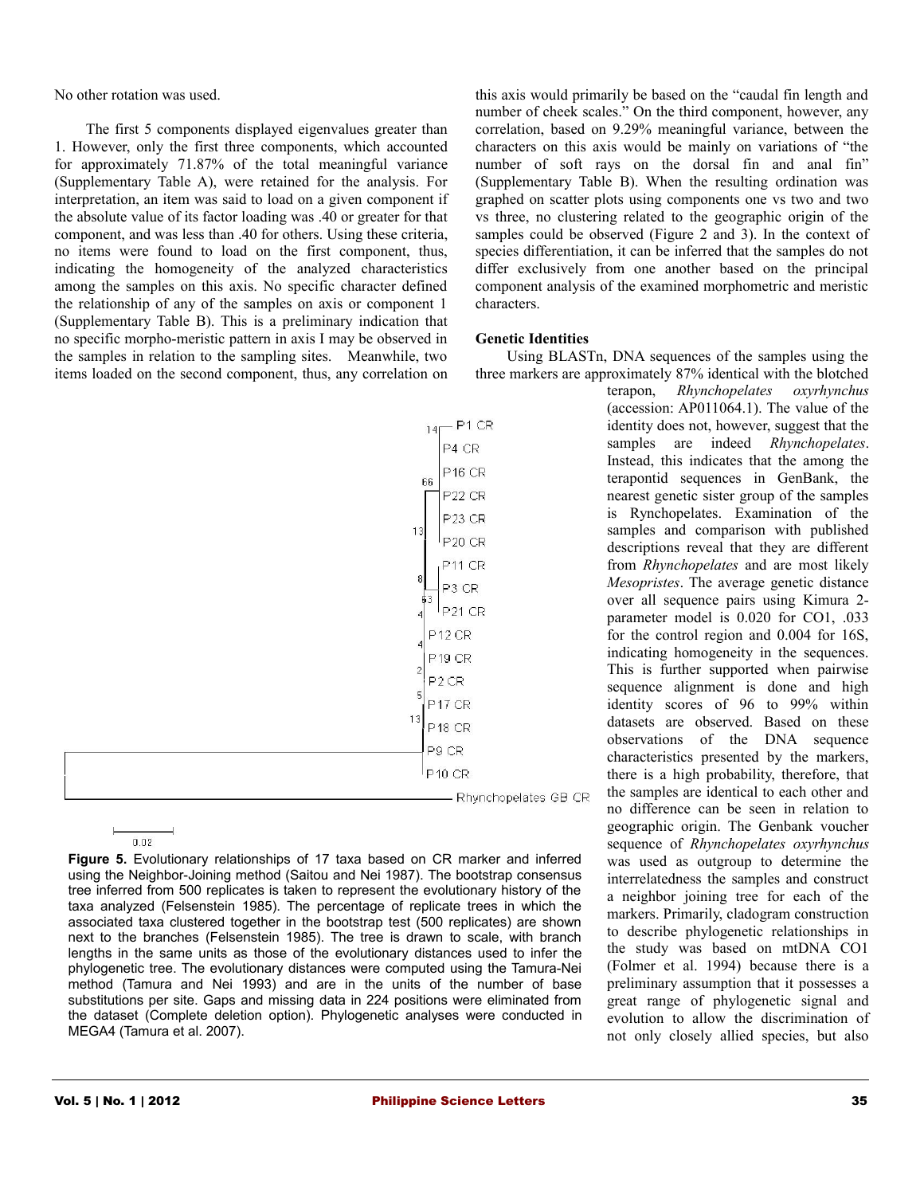No other rotation was used.

The first 5 components displayed eigenvalues greater than 1. However, only the first three components, which accounted for approximately 71.87% of the total meaningful variance (Supplementary Table A), were retained for the analysis. For interpretation, an item was said to load on a given component if the absolute value of its factor loading was .40 or greater for that component, and was less than .40 for others. Using these criteria, no items were found to load on the first component, thus, indicating the homogeneity of the analyzed characteristics among the samples on this axis. No specific character defined the relationship of any of the samples on axis or component 1 (Supplementary Table B). This is a preliminary indication that no specific morpho-meristic pattern in axis I may be observed in the samples in relation to the sampling sites. Meanwhile, two items loaded on the second component, thus, any correlation on this axis would primarily be based on the "caudal fin length and number of cheek scales." On the third component, however, any correlation, based on 9.29% meaningful variance, between the characters on this axis would be mainly on variations of "the number of soft rays on the dorsal fin and anal fin" (Supplementary Table B). When the resulting ordination was graphed on scatter plots using components one vs two and two vs three, no clustering related to the geographic origin of the samples could be observed (Figure 2 and 3). In the context of species differentiation, it can be inferred that the samples do not differ exclusively from one another based on the principal component analysis of the examined morphometric and meristic characters.

### Genetic Identities

Using BLASTn, DNA sequences of the samples using the three markers are approximately 87% identical with the blotched terapon, *Rhynchopelates oxyrhynchus* (accession: AP011064.1). The value of the identity does not, however, suggest that the samples are indeed *Rhynchopelates*. Instead, this indicates that the among the terapontid sequences in GenBank, the nearest genetic sister group of the samples is Rynchopelates. Examination of the samples and comparison with published descriptions reveal that they are different from *Rhynchopelates* and are most likely *Mesopristes*. The average genetic distance over all sequence pairs using Kimura 2-parameter model is 0.020 for CO1, .033 for the control region and 0.004 for 16S, indicating homogeneity in the sequences. This is further supported when pairwise sequence alignment is done and high identity scores of 96 to 99% within datasets are observed. Based on these observations of the DNA sequence characteristics presented by the markers, there is a high probability, therefore, that the samples are identical to each other and no difference can be seen in relation to geographic origin. The Genbank voucher sequence of *Rhynchopelates oxyrhynchus* was used as outgroup to determine the interrelatedness the samples and construct a neighbor joining tree for each of the markers. Primarily, cladogram construction to describe phylogenetic relationships in the study was based on mtDNA CO1 (Folmer et al. 1994) because there is a preliminary assumption that it possesses a great range of phylogenetic signal and evolution to allow the discrimination of not only closely allied species, but also

**Figure 5.** Evolutionary relationships of 17 taxa based on CR marker and inferred using the Neighbor-Joining method (Saitou and Nei 1987). The bootstrap consensus tree inferred from 500 replicates is taken to represent the evolutionary history of the taxa analyzed (Felsenstein 1985). The percentage of replicate trees in which the associated taxa clustered together in the bootstrap test (500 replicates) are shown next to the branches (Felsenstein 1985). The tree is drawn to scale, with branch lengths in the same units as those of the evolutionary distances used to infer the phylogenetic tree. The evolutionary distances were computed using the Tamura-Nei method (Tamura and Nei 1993) and are in the units of the number of base substitutions per site. Gaps and missing data in 224 positions were eliminated from the dataset (Complete deletion option). Phylogenetic analyses were conducted in MEGA4 (Tamura et al. 2007).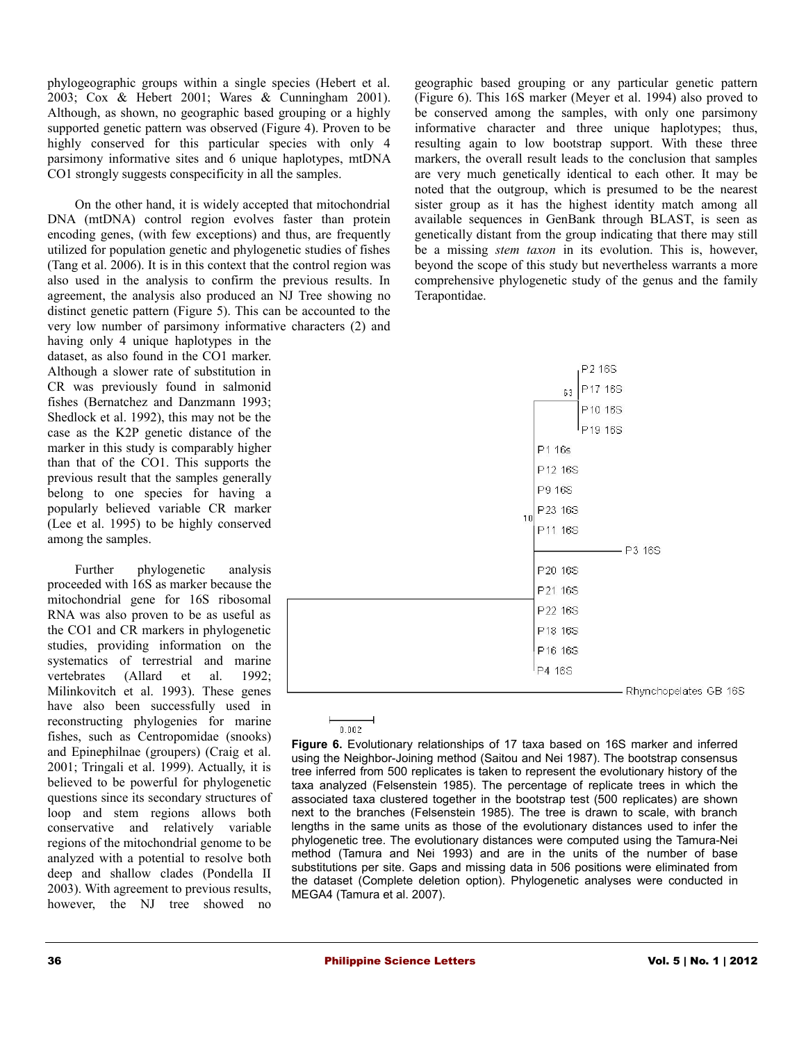phylogeographic groups within a single species (Hebert et al. 2003; Cox & Hebert 2001; Wares & Cunningham 2001). Although, as shown, no geographic based grouping or a highly supported genetic pattern was observed (Figure 4). Proven to be highly conserved for this particular species with only 4 parsimony informative sites and 6 unique haplotypes, mtDNA CO1 strongly suggests conspecificity in all the samples.

On the other hand, it is widely accepted that mitochondrial DNA (mtDNA) control region evolves faster than protein encoding genes, (with few exceptions) and thus, are frequently utilized for population genetic and phylogenetic studies of fishes (Tang et al. 2006). It is in this context that the control region was also used in the analysis to confirm the previous results. In agreement, the analysis also produced an NJ Tree showing no distinct genetic pattern (Figure 5). This can be accounted to the very low number of parsimony informative characters (2) and having only 4 unique haplotypes in the dataset, as also found in the CO1 marker. Although a slower rate of substitution in CR was previously found in salmonid fishes (Bernatchez and Danzmann 1993; Shedlock et al. 1992), this may not be the case as the K2P genetic distance of the marker in this study is comparably higher than that of the CO1. This supports the previous result that the samples generally belong to one species for having a popularly believed variable CR marker (Lee et al. 1995) to be highly conserved among the samples.

Further phylogenetic analysis proceeded with 16S as marker because the mitochondrial gene for 16S ribosomal RNA was also proven to be as useful as the CO1 and CR markers in phylogenetic studies, providing information on the systematics of terrestrial and marine vertebrates (Allard et al. 1992; Milinkovitch et al. 1993). These genes have also been successfully used in reconstructing phylogenies for marine fishes, such as Centropomidae (snooks) and Epinephilnae (groupers) (Craig et al. 2001; Tringali et al. 1999). Actually, it is believed to be powerful for phylogenetic questions since its secondary structures of loop and stem regions allows both conservative and relatively variable regions of the mitochondrial genome to be analyzed with a potential to resolve both deep and shallow clades (Pondella II 2003). With agreement to previous results, however, the NJ tree showed no geographic based grouping or any particular genetic pattern (Figure 6). This 16S marker (Meyer et al. 1994) also proved to be conserved among the samples, with only one parsimony informative character and three unique haplotypes; thus, resulting again to low bootstrap support. With these three markers, the overall result leads to the conclusion that samples are very much genetically identical to each other. It may be noted that the outgroup, which is presumed to be the nearest sister group as it has the highest identity match among all available sequences in GenBank through BLAST, is seen as genetically distant from the group indicating that there may still be a missing *stem taxon* in its evolution. This is, however, beyond the scope of this study but nevertheless warrants a more comprehensive phylogenetic study of the genus and the family Terapontidae.

**Figure 6.** Evolutionary relationships of 17 taxa based on 16S marker and inferred using the Neighbor-Joining method (Saitou and Nei 1987). The bootstrap consensus tree inferred from 500 replicates is taken to represent the evolutionary history of the taxa analyzed (Felsenstein 1985). The percentage of replicate trees in which the associated taxa clustered together in the bootstrap test (500 replicates) are shown next to the branches (Felsenstein 1985). The tree is drawn to scale, with branch lengths in the same units as those of the evolutionary distances used to infer the phylogenetic tree. The evolutionary distances were computed using the Tamura-Nei method (Tamura and Nei 1993) and are in the units of the number of base substitutions per site. Gaps and missing data in 506 positions were eliminated from the dataset (Complete deletion option). Phylogenetic analyses were conducted in MEGA4 (Tamura et al. 2007).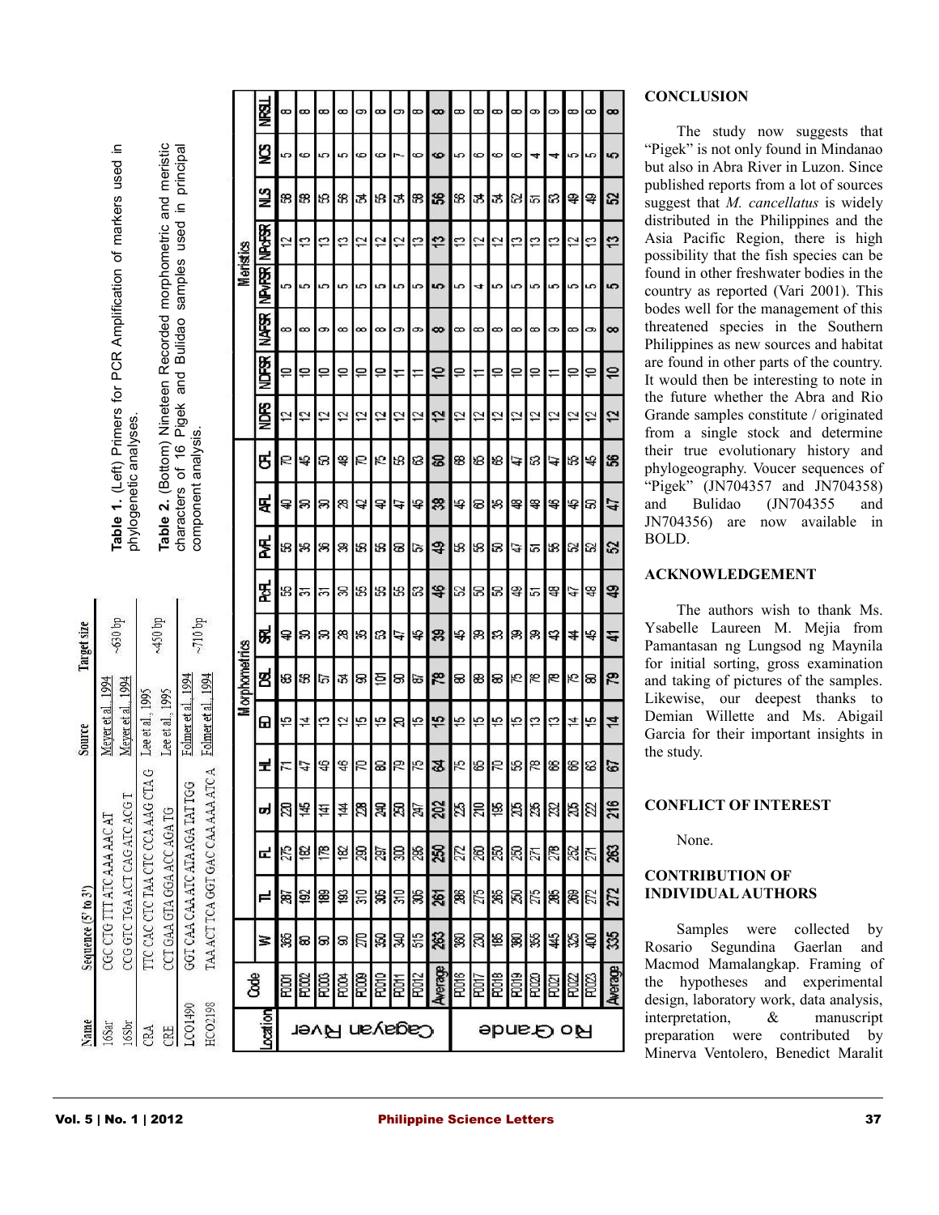**Table 1.** (Left) Primers for PCR Amplification of markers used in phylogenetic analyses.

| Name | Sequence (5' to 3') | Source | Target size |
|---|---|---|---|
| 16Sar | CGC CTG TTT ATC AAA AAC AT | Meyer et al. 1994 | ~630 bp |
| 16Sbr | CCG GTC TGA ACT CAG ATC ACG T | Meyer et al. 1994 | |
| CRA | TTC CAC CTC TAA CTC CCA AAG CTA G | Lee et al., 1995 | ~450 bp |
| CRE | CCT GAA GTA GGA ACC AGA TG | Lee et al., 1995 | |
| LCO1490 | GGT CAA CAA ATC ATA AGA TAT TGG | Folmer et al., 1994 | ~710 bp |
| HCO2198 | TAA ACT TCA GGT GAC CAA AAA ATC A | Folmer et al., 1994 | |

**Table 2.** (Bottom) Nineteen Recorded morphometric and meristic characters of 16 Pigek and Bulidao samples used in principal component analysis.

| Location | Code | Morphometrics | | | | | | | | | | | | Meristics | | | | | | | |
|---|---|---|---|---|---|---|---|---|---|---|---|---|---|---|---|---|---|---|---|---|---|
| | | W | TL | FL | SL | HL | ED | DSL | SRL | PcFL | PvFL | AFL | CFL | NDFS | NDFSR | NAFSR | NPvFSR | NPcFSR | NLS | NCS | NRSLL |
| Cagayan River | FC001 | 365 | 287 | 275 | 220 | 71 | 15 | 65 | 40 | 55 | 55 | 40 | 70 | 12 | 10 | 8 | 5 | 12 | 58 | 5 | 8 |
| | FC002 | 80 | 192 | 182 | 145 | 47 | 14 | 55 | 30 | 31 | 35 | 30 | 45 | 12 | 10 | 8 | 5 | 13 | 58 | 6 | 8 |
| | FC003 | 90 | 189 | 178 | 141 | 46 | 13 | 57 | 30 | 31 | 36 | 30 | 50 | 12 | 10 | 9 | 5 | 13 | 55 | 5 | 8 |
| | FC004 | 90 | 193 | 182 | 144 | 46 | 12 | 54 | 28 | 30 | 39 | 28 | 48 | 12 | 10 | 8 | 5 | 13 | 56 | 5 | 8 |
| | FC009 | 270 | 310 | 290 | 228 | 70 | 15 | 90 | 35 | 55 | 55 | 42 | 70 | 12 | 10 | 8 | 5 | 12 | 54 | 6 | 9 |
| | FC010 | 350 | 305 | 297 | 240 | 80 | 15 | 101 | 53 | 55 | 55 | 40 | 75 | 12 | 10 | 8 | 5 | 12 | 55 | 6 | 8 |
| | FC011 | 340 | 310 | 300 | 250 | 79 | 20 | 90 | 47 | 55 | 60 | 47 | 55 | 12 | 11 | 9 | 5 | 12 | 54 | 7 | 9 |
| | FC012 | 515 | 305 | 285 | 247 | 75 | 15 | 87 | 45 | 53 | 57 | 45 | 63 | 12 | 11 | 9 | 5 | 13 | 58 | 6 | 8 |
| | **Average** | **263** | **261** | **250** | **202** | **64** | **15** | **78** | **39** | **46** | **49** | **38** | **60** | **12** | **10** | **8** | **5** | **13** | **56** | **6** | **8** |
| Rio Grande | FC016 | 380 | 286 | 272 | 225 | 75 | 15 | 80 | 45 | 52 | 55 | 45 | 68 | 12 | 10 | 8 | 5 | 13 | 58 | 5 | 8 |
| | FC017 | 230 | 275 | 260 | 210 | 65 | 15 | 88 | 39 | 50 | 55 | 60 | 65 | 12 | 11 | 8 | 4 | 12 | 54 | 6 | 8 |
| | FC018 | 185 | 265 | 250 | 195 | 70 | 15 | 80 | 33 | 50 | 50 | 35 | 65 | 12 | 10 | 8 | 5 | 12 | 54 | 6 | 8 |
| | FC019 | 380 | 250 | 250 | 205 | 55 | 15 | 75 | 39 | 49 | 47 | 48 | 47 | 12 | 10 | 8 | 5 | 13 | 52 | 6 | 8 |
| | FC020 | 355 | 275 | 271 | 235 | 78 | 13 | 76 | 39 | 51 | 51 | 48 | 53 | 12 | 10 | 8 | 5 | 13 | 51 | 4 | 9 |
| | FC021 | 445 | 285 | 278 | 232 | 68 | 13 | 78 | 43 | 48 | 55 | 46 | 47 | 12 | 11 | 9 | 5 | 13 | 53 | 4 | 9 |
| | FC022 | 325 | 269 | 252 | 205 | 66 | 14 | 75 | 44 | 47 | 52 | 45 | 55 | 12 | 10 | 8 | 5 | 12 | 49 | 5 | 8 |
| | FC023 | 400 | 272 | 271 | 222 | 63 | 15 | 80 | 45 | 48 | 52 | 50 | 45 | 12 | 10 | 9 | 5 | 13 | 49 | 5 | 8 |
| | **Average** | **335** | **272** | **263** | **216** | **67** | **14** | **79** | **41** | **49** | **52** | **47** | **56** | **12** | **10** | **8** | **5** | **13** | **52** | **5** | **8** |

## CONCLUSION

The study now suggests that "Pigek" is not only found in Mindanao but also in Abra River in Luzon. Since published reports from a lot of sources suggest that *M. cancellatus* is widely distributed in the Philippines and the Asia Pacific Region, there is high possibility that the fish species can be found in other freshwater bodies in the country as reported (Vari 2001). This bodes well for the management of this threatened species in the Southern Philippines as new sources and habitat are found in other parts of the country. It would then be interesting to note in the future whether the Abra and Rio Grande samples constitute / originated from a single stock and determine their true evolutionary history and phylogeography. Voucer sequences of "Pigek" (JN704357 and JN704358) and Bulidao (JN704355 and JN704356) are now available in BOLD.

## ACKNOWLEDGEMENT

The authors wish to thank Ms. Ysabelle Laureen M. Mejia from Pamantasan ng Lungsod ng Maynila for initial sorting, gross examination and taking of pictures of the samples. Likewise, our deepest thanks to Demian Willette and Ms. Abigail Garcia for their important insights in the study.

## CONFLICT OF INTEREST

None.

## CONTRIBUTION OF INDIVIDUAL AUTHORS

Samples were collected by Rosario Segundina Gaerlan and Macmod Mamalangkap. Framing of the hypotheses and experimental design, laboratory work, data analysis, interpretation, & manuscript preparation were contributed by Minerva Ventolero, Benedict Maralit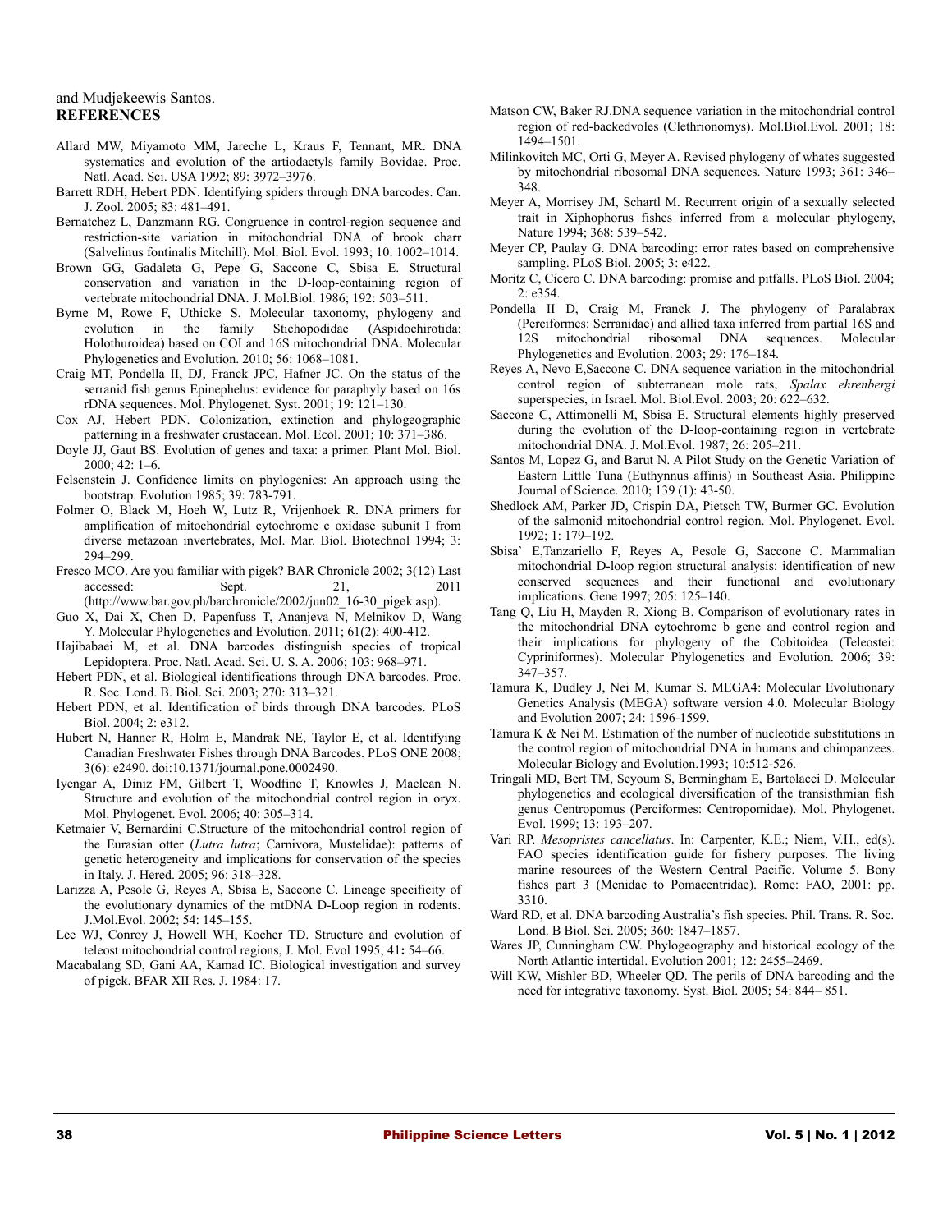and Mudjekeewis Santos.

## REFERENCES

Allard MW, Miyamoto MM, Jareche L, Kraus F, Tennant, MR. DNA systematics and evolution of the artiodactyls family Bovidae. Proc. Natl. Acad. Sci. USA 1992; 89: 3972–3976.

Barrett RDH, Hebert PDN. Identifying spiders through DNA barcodes. Can. J. Zool. 2005; 83: 481–491.

Bernatchez L, Danzmann RG. Congruence in control-region sequence and restriction-site variation in mitochondrial DNA of brook charr (Salvelinus fontinalis Mitchill). Mol. Biol. Evol. 1993; 10: 1002–1014.

Brown GG, Gadaleta G, Pepe G, Saccone C, Sbisa E. Structural conservation and variation in the D-loop-containing region of vertebrate mitochondrial DNA. J. Mol.Biol. 1986; 192: 503–511.

Byrne M, Rowe F, Uthicke S. Molecular taxonomy, phylogeny and evolution in the family Stichopodidae (Aspidochirotida: Holothuroidea) based on COI and 16S mitochondrial DNA. Molecular Phylogenetics and Evolution. 2010; 56: 1068–1081.

Craig MT, Pondella II, DJ, Franck JPC, Hafner JC. On the status of the serranid fish genus Epinephelus: evidence for paraphyly based on 16s rDNA sequences. Mol. Phylogenet. Syst. 2001; 19: 121–130.

Cox AJ, Hebert PDN. Colonization, extinction and phylogeographic patterning in a freshwater crustacean. Mol. Ecol. 2001; 10: 371–386.

Doyle JJ, Gaut BS. Evolution of genes and taxa: a primer. Plant Mol. Biol. 2000; 42: 1–6.

Felsenstein J. Confidence limits on phylogenies: An approach using the bootstrap. Evolution 1985; 39: 783-791.

Folmer O, Black M, Hoeh W, Lutz R, Vrijenhoek R. DNA primers for amplification of mitochondrial cytochrome c oxidase subunit I from diverse metazoan invertebrates, Mol. Mar. Biol. Biotechnol 1994; 3: 294–299.

Fresco MCO. Are you familiar with pigek? BAR Chronicle 2002; 3(12) Last accessed: Sept. 21, 2011 (http://www.bar.gov.ph/barchronicle/2002/jun02_16-30_pigek.asp).

Guo X, Dai X, Chen D, Papenfuss T, Ananjeva N, Melnikov D, Wang Y. Molecular Phylogenetics and Evolution. 2011; 61(2): 400-412.

Hajibabaei M, et al. DNA barcodes distinguish species of tropical Lepidoptera. Proc. Natl. Acad. Sci. U. S. A. 2006; 103: 968–971.

Hebert PDN, et al. Biological identifications through DNA barcodes. Proc. R. Soc. Lond. B. Biol. Sci. 2003; 270: 313–321.

Hebert PDN, et al. Identification of birds through DNA barcodes. PLoS Biol. 2004; 2: e312.

Hubert N, Hanner R, Holm E, Mandrak NE, Taylor E, et al. Identifying Canadian Freshwater Fishes through DNA Barcodes. PLoS ONE 2008; 3(6): e2490. doi:10.1371/journal.pone.0002490.

Iyengar A, Diniz FM, Gilbert T, Woodfine T, Knowles J, Maclean N. Structure and evolution of the mitochondrial control region in oryx. Mol. Phylogenet. Evol. 2006; 40: 305–314.

Ketmaier V, Bernardini C.Structure of the mitochondrial control region of the Eurasian otter (*Lutra lutra*; Carnivora, Mustelidae): patterns of genetic heterogeneity and implications for conservation of the species in Italy. J. Hered. 2005; 96: 318–328.

Larizza A, Pesole G, Reyes A, Sbisa E, Saccone C. Lineage specificity of the evolutionary dynamics of the mtDNA D-Loop region in rodents. J.Mol.Evol. 2002; 54: 145–155.

Lee WJ, Conroy J, Howell WH, Kocher TD. Structure and evolution of teleost mitochondrial control regions, J. Mol. Evol 1995; 41**:** 54–66.

Macabalang SD, Gani AA, Kamad IC. Biological investigation and survey of pigek. BFAR XII Res. J. 1984: 17.

Matson CW, Baker RJ.DNA sequence variation in the mitochondrial control region of red-backedvoles (Clethrionomys). Mol.Biol.Evol. 2001; 18: 1494–1501.

Milinkovitch MC, Orti G, Meyer A. Revised phylogeny of whates suggested by mitochondrial ribosomal DNA sequences. Nature 1993; 361: 346–348.

Meyer A, Morrisey JM, Schartl M. Recurrent origin of a sexually selected trait in Xiphophorus fishes inferred from a molecular phylogeny, Nature 1994; 368: 539–542.

Meyer CP, Paulay G. DNA barcoding: error rates based on comprehensive sampling. PLoS Biol. 2005; 3: e422.

Moritz C, Cicero C. DNA barcoding: promise and pitfalls. PLoS Biol. 2004; 2: e354.

Pondella II D, Craig M, Franck J. The phylogeny of Paralabrax (Perciformes: Serranidae) and allied taxa inferred from partial 16S and 12S mitochondrial ribosomal DNA sequences. Molecular Phylogenetics and Evolution. 2003; 29: 176–184.

Reyes A, Nevo E,Saccone C. DNA sequence variation in the mitochondrial control region of subterranean mole rats, *Spalax ehrenbergi* superspecies, in Israel. Mol. Biol.Evol. 2003; 20: 622–632.

Saccone C, Attimonelli M, Sbisa E. Structural elements highly preserved during the evolution of the D-loop-containing region in vertebrate mitochondrial DNA. J. Mol.Evol. 1987; 26: 205–211.

Santos M, Lopez G, and Barut N. A Pilot Study on the Genetic Variation of Eastern Little Tuna (Euthynnus affinis) in Southeast Asia. Philippine Journal of Science. 2010; 139 (1): 43-50.

Shedlock AM, Parker JD, Crispin DA, Pietsch TW, Burmer GC. Evolution of the salmonid mitochondrial control region. Mol. Phylogenet. Evol. 1992; 1: 179–192.

Sbisa` E,Tanzariello F, Reyes A, Pesole G, Saccone C. Mammalian mitochondrial D-loop region structural analysis: identification of new conserved sequences and their functional and evolutionary implications. Gene 1997; 205: 125–140.

Tang Q, Liu H, Mayden R, Xiong B. Comparison of evolutionary rates in the mitochondrial DNA cytochrome b gene and control region and their implications for phylogeny of the Cobitoidea (Teleostei: Cypriniformes). Molecular Phylogenetics and Evolution. 2006; 39: 347–357.

Tamura K, Dudley J, Nei M, Kumar S. MEGA4: Molecular Evolutionary Genetics Analysis (MEGA) software version 4.0. Molecular Biology and Evolution 2007; 24: 1596-1599.

Tamura K & Nei M. Estimation of the number of nucleotide substitutions in the control region of mitochondrial DNA in humans and chimpanzees. Molecular Biology and Evolution.1993; 10:512-526.

Tringali MD, Bert TM, Seyoum S, Bermingham E, Bartolacci D. Molecular phylogenetics and ecological diversification of the transisthmian fish genus Centropomus (Perciformes: Centropomidae). Mol. Phylogenet. Evol. 1999; 13: 193–207.

Vari RP. *Mesopristes cancellatus*. In: Carpenter, K.E.; Niem, V.H., ed(s). FAO species identification guide for fishery purposes. The living marine resources of the Western Central Pacific. Volume 5. Bony fishes part 3 (Menidae to Pomacentridae). Rome: FAO, 2001: pp. 3310.

Ward RD, et al. DNA barcoding Australia's fish species. Phil. Trans. R. Soc. Lond. B Biol. Sci. 2005; 360: 1847–1857.

Wares JP, Cunningham CW. Phylogeography and historical ecology of the North Atlantic intertidal. Evolution 2001; 12: 2455–2469.

Will KW, Mishler BD, Wheeler QD. The perils of DNA barcoding and the need for integrative taxonomy. Syst. Biol. 2005; 54: 844– 851.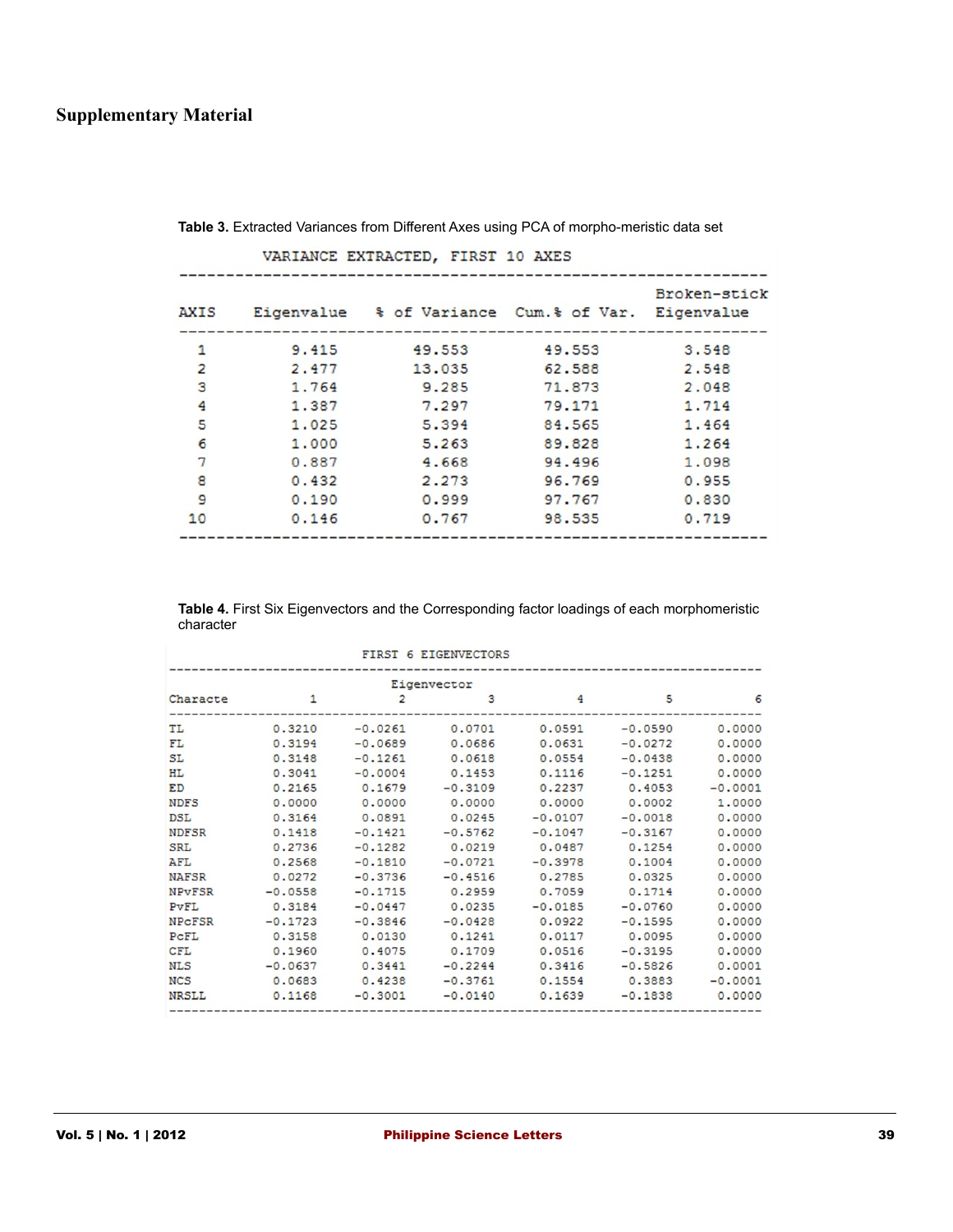# Supplementary Material

**Table 3.** Extracted Variances from Different Axes using PCA of morpho-meristic data set

VARIANCE EXTRACTED, FIRST 10 AXES

| AXIS | Eigenvalue | % of Variance | Cum.% of Var. | Broken-stick Eigenvalue |
|---|---|---|---|---|
| 1 | 9.415 | 49.553 | 49.553 | 3.548 |
| 2 | 2.477 | 13.035 | 62.588 | 2.548 |
| 3 | 1.764 | 9.285 | 71.873 | 2.048 |
| 4 | 1.387 | 7.297 | 79.171 | 1.714 |
| 5 | 1.025 | 5.394 | 84.565 | 1.464 |
| 6 | 1.000 | 5.263 | 89.828 | 1.264 |
| 7 | 0.887 | 4.668 | 94.496 | 1.098 |
| 8 | 0.432 | 2.273 | 96.769 | 0.955 |
| 9 | 0.190 | 0.999 | 97.767 | 0.830 |
| 10 | 0.146 | 0.767 | 98.535 | 0.719 |

**Table 4.** First Six Eigenvectors and the Corresponding factor loadings of each morphomeristic character

FIRST 6 EIGENVECTORS

| | Eigenvector | | | | | |
|---|---|---|---|---|---|---|
| Characte | 1 | 2 | 3 | 4 | 5 | 6 |
| TL | 0.3210 | -0.0261 | 0.0701 | 0.0591 | -0.0590 | 0.0000 |
| FL | 0.3194 | -0.0689 | 0.0686 | 0.0631 | -0.0272 | 0.0000 |
| SL | 0.3148 | -0.1261 | 0.0618 | 0.0554 | -0.0438 | 0.0000 |
| HL | 0.3041 | -0.0004 | 0.1453 | 0.1116 | -0.1251 | 0.0000 |
| ED | 0.2165 | 0.1679 | -0.3109 | 0.2237 | 0.4053 | -0.0001 |
| NDFS | 0.0000 | 0.0000 | 0.0000 | 0.0000 | 0.0002 | 1.0000 |
| DSL | 0.3164 | 0.0891 | 0.0245 | -0.0107 | -0.0018 | 0.0000 |
| NDFSR | 0.1418 | -0.1421 | -0.5762 | -0.1047 | -0.3167 | 0.0000 |
| SRL | 0.2736 | -0.1282 | 0.0219 | 0.0487 | 0.1254 | 0.0000 |
| AFL | 0.2568 | -0.1810 | -0.0721 | -0.3978 | 0.1004 | 0.0000 |
| NAFSR | 0.0272 | -0.3736 | -0.4516 | 0.2785 | 0.0325 | 0.0000 |
| NPvFSR | -0.0558 | -0.1715 | 0.2959 | 0.7059 | 0.1714 | 0.0000 |
| PvFL | 0.3184 | -0.0447 | 0.0235 | -0.0185 | -0.0760 | 0.0000 |
| NPcFSR | -0.1723 | -0.3846 | -0.0428 | 0.0922 | -0.1595 | 0.0000 |
| PcFL | 0.3158 | 0.0130 | 0.1241 | 0.0117 | 0.0095 | 0.0000 |
| CFL | 0.1960 | 0.4075 | 0.1709 | 0.0516 | -0.3195 | 0.0000 |
| NLS | -0.0637 | 0.3441 | -0.2244 | 0.3416 | -0.5826 | 0.0001 |
| NCS | 0.0683 | 0.4238 | -0.3761 | 0.1554 | 0.3883 | -0.0001 |
| NRSLL | 0.1168 | -0.3001 | -0.0140 | 0.1639 | -0.1838 | 0.0000 |